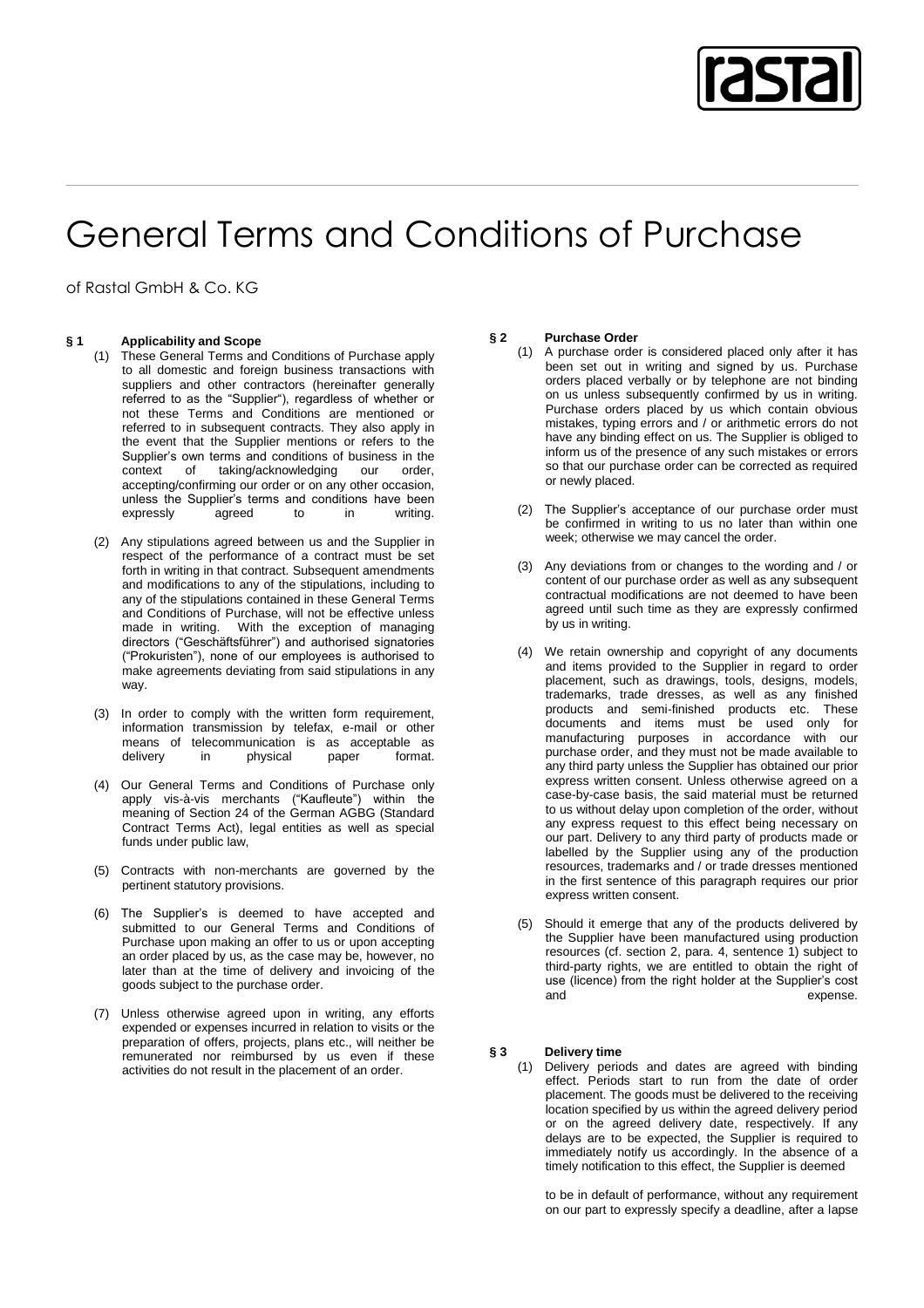# General Terms and Conditions of Purchase

of Rastal GmbH & Co. KG

## § 1 Applicability and Scope

(1) These General Terms and Conditions of Purchase apply to all domestic and foreign business transactions with suppliers and other contractors (hereinafter generally referred to as the "Supplier"), regardless of whether or not these Terms and Conditions are mentioned or referred to in subsequent contracts. They also apply in the event that the Supplier mentions or refers to the Supplier's own terms and conditions of business in the context of taking/acknowledging our order, accepting/confirming our order or on any other occasion, unless the Supplier's terms and conditions have been expressly agreed to in writing.

(2) Any stipulations agreed between us and the Supplier in respect of the performance of a contract must be set forth in writing in that contract. Subsequent amendments and modifications to any of the stipulations, including to any of the stipulations contained in these General Terms and Conditions of Purchase, will not be effective unless made in writing. With the exception of managing directors ("Geschäftsführer") and authorised signatories ("Prokuristen"), none of our employees is authorised to make agreements deviating from said stipulations in any way.

(3) In order to comply with the written form requirement, information transmission by telefax, e-mail or other means of telecommunication is as acceptable as delivery in physical paper format.

(4) Our General Terms and Conditions of Purchase only apply vis-à-vis merchants ("Kaufleute") within the meaning of Section 24 of the German AGBG (Standard Contract Terms Act), legal entities as well as special funds under public law,

(5) Contracts with non-merchants are governed by the pertinent statutory provisions.

(6) The Supplier's is deemed to have accepted and submitted to our General Terms and Conditions of Purchase upon making an offer to us or upon accepting an order placed by us, as the case may be, however, no later than at the time of delivery and invoicing of the goods subject to the purchase order.

(7) Unless otherwise agreed upon in writing, any efforts expended or expenses incurred in relation to visits or the preparation of offers, projects, plans etc., will neither be remunerated nor reimbursed by us even if these activities do not result in the placement of an order.

## § 2 Purchase Order

(1) A purchase order is considered placed only after it has been set out in writing and signed by us. Purchase orders placed verbally or by telephone are not binding on us unless subsequently confirmed by us in writing. Purchase orders placed by us which contain obvious mistakes, typing errors and / or arithmetic errors do not have any binding effect on us. The Supplier is obliged to inform us of the presence of any such mistakes or errors so that our purchase order can be corrected as required or newly placed.

(2) The Supplier's acceptance of our purchase order must be confirmed in writing to us no later than within one week; otherwise we may cancel the order.

(3) Any deviations from or changes to the wording and / or content of our purchase order as well as any subsequent contractual modifications are not deemed to have been agreed until such time as they are expressly confirmed by us in writing.

(4) We retain ownership and copyright of any documents and items provided to the Supplier in regard to order placement, such as drawings, tools, designs, models, trademarks, trade dresses, as well as any finished products and semi-finished products etc. These documents and items must be used only for manufacturing purposes in accordance with our purchase order, and they must not be made available to any third party unless the Supplier has obtained our prior express written consent. Unless otherwise agreed on a case-by-case basis, the said material must be returned to us without delay upon completion of the order, without any express request to this effect being necessary on our part. Delivery to any third party of products made or labelled by the Supplier using any of the production resources, trademarks and / or trade dresses mentioned in the first sentence of this paragraph requires our prior express written consent.

(5) Should it emerge that any of the products delivered by the Supplier have been manufactured using production resources (cf. section 2, para. 4, sentence 1) subject to third-party rights, we are entitled to obtain the right of use (licence) from the right holder at the Supplier's cost and expense.

## § 3 Delivery time

(1) Delivery periods and dates are agreed with binding effect. Periods start to run from the date of order placement. The goods must be delivered to the receiving location specified by us within the agreed delivery period or on the agreed delivery date, respectively. If any delays are to be expected, the Supplier is required to immediately notify us accordingly. In the absence of a timely notification to this effect, the Supplier is deemed to be in default of performance, without any requirement on our part to expressly specify a deadline, after a lapse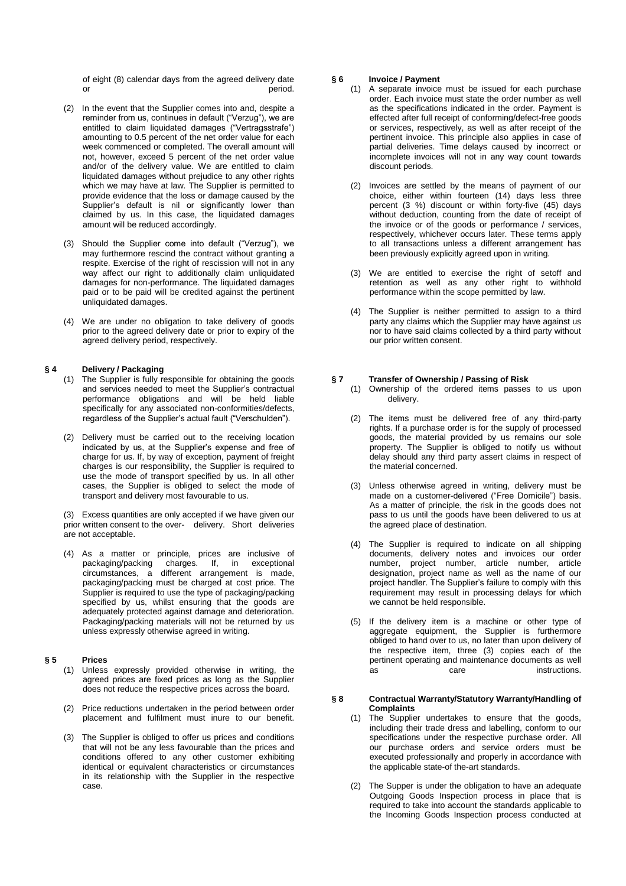of eight (8) calendar days from the agreed delivery date or period.

(2) In the event that the Supplier comes into and, despite a reminder from us, continues in default ("Verzug"), we are entitled to claim liquidated damages ("Vertragsstrafe") amounting to 0.5 percent of the net order value for each week commenced or completed. The overall amount will not, however, exceed 5 percent of the net order value and/or of the delivery value. We are entitled to claim liquidated damages without prejudice to any other rights which we may have at law. The Supplier is permitted to provide evidence that the loss or damage caused by the Supplier's default is nil or significantly lower than claimed by us. In this case, the liquidated damages amount will be reduced accordingly.

(3) Should the Supplier come into default ("Verzug"), we may furthermore rescind the contract without granting a respite. Exercise of the right of rescission will not in any way affect our right to additionally claim unliquidated damages for non-performance. The liquidated damages paid or to be paid will be credited against the pertinent unliquidated damages.

(4) We are under no obligation to take delivery of goods prior to the agreed delivery date or prior to expiry of the agreed delivery period, respectively.

## § 4 Delivery / Packaging

(1) The Supplier is fully responsible for obtaining the goods and services needed to meet the Supplier's contractual performance obligations and will be held liable specifically for any associated non-conformities/defects, regardless of the Supplier's actual fault ("Verschulden").

(2) Delivery must be carried out to the receiving location indicated by us, at the Supplier's expense and free of charge for us. If, by way of exception, payment of freight charges is our responsibility, the Supplier is required to use the mode of transport specified by us. In all other cases, the Supplier is obliged to select the mode of transport and delivery most favourable to us.

(3) Excess quantities are only accepted if we have given our prior written consent to the over- delivery. Short deliveries are not acceptable.

(4) As a matter or principle, prices are inclusive of packaging/packing charges. If, in exceptional circumstances, a different arrangement is made, packaging/packing must be charged at cost price. The Supplier is required to use the type of packaging/packing specified by us, whilst ensuring that the goods are adequately protected against damage and deterioration. Packaging/packing materials will not be returned by us unless expressly otherwise agreed in writing.

## § 5 Prices

(1) Unless expressly provided otherwise in writing, the agreed prices are fixed prices as long as the Supplier does not reduce the respective prices across the board.

(2) Price reductions undertaken in the period between order placement and fulfilment must inure to our benefit.

(3) The Supplier is obliged to offer us prices and conditions that will not be any less favourable than the prices and conditions offered to any other customer exhibiting identical or equivalent characteristics or circumstances in its relationship with the Supplier in the respective case.

## § 6 Invoice / Payment

(1) A separate invoice must be issued for each purchase order. Each invoice must state the order number as well as the specifications indicated in the order. Payment is effected after full receipt of conforming/defect-free goods or services, respectively, as well as after receipt of the pertinent invoice. This principle also applies in case of partial deliveries. Time delays caused by incorrect or incomplete invoices will not in any way count towards discount periods.

(2) Invoices are settled by the means of payment of our choice, either within fourteen (14) days less three percent (3 %) discount or within forty-five (45) days without deduction, counting from the date of receipt of the invoice or of the goods or performance / services, respectively, whichever occurs later. These terms apply to all transactions unless a different arrangement has been previously explicitly agreed upon in writing.

(3) We are entitled to exercise the right of setoff and retention as well as any other right to withhold performance within the scope permitted by law.

(4) The Supplier is neither permitted to assign to a third party any claims which the Supplier may have against us nor to have said claims collected by a third party without our prior written consent.

## § 7 Transfer of Ownership / Passing of Risk

(1) Ownership of the ordered items passes to us upon delivery.

(2) The items must be delivered free of any third-party rights. If a purchase order is for the supply of processed goods, the material provided by us remains our sole property. The Supplier is obliged to notify us without delay should any third party assert claims in respect of the material concerned.

(3) Unless otherwise agreed in writing, delivery must be made on a customer-delivered ("Free Domicile") basis. As a matter of principle, the risk in the goods does not pass to us until the goods have been delivered to us at the agreed place of destination.

(4) The Supplier is required to indicate on all shipping documents, delivery notes and invoices our order number, project number, article number, article designation, project name as well as the name of our project handler. The Supplier's failure to comply with this requirement may result in processing delays for which we cannot be held responsible.

(5) If the delivery item is a machine or other type of aggregate equipment, the Supplier is furthermore obliged to hand over to us, no later than upon delivery of the respective item, three (3) copies each of the pertinent operating and maintenance documents as well as care instructions.

## § 8 Contractual Warranty/Statutory Warranty/Handling of Complaints

(1) The Supplier undertakes to ensure that the goods, including their trade dress and labelling, conform to our specifications under the respective purchase order. All our purchase orders and service orders must be executed professionally and properly in accordance with the applicable state-of-the-art standards.

(2) The Supper is under the obligation to have an adequate Outgoing Goods Inspection process in place that is required to take into account the standards applicable to the Incoming Goods Inspection process conducted at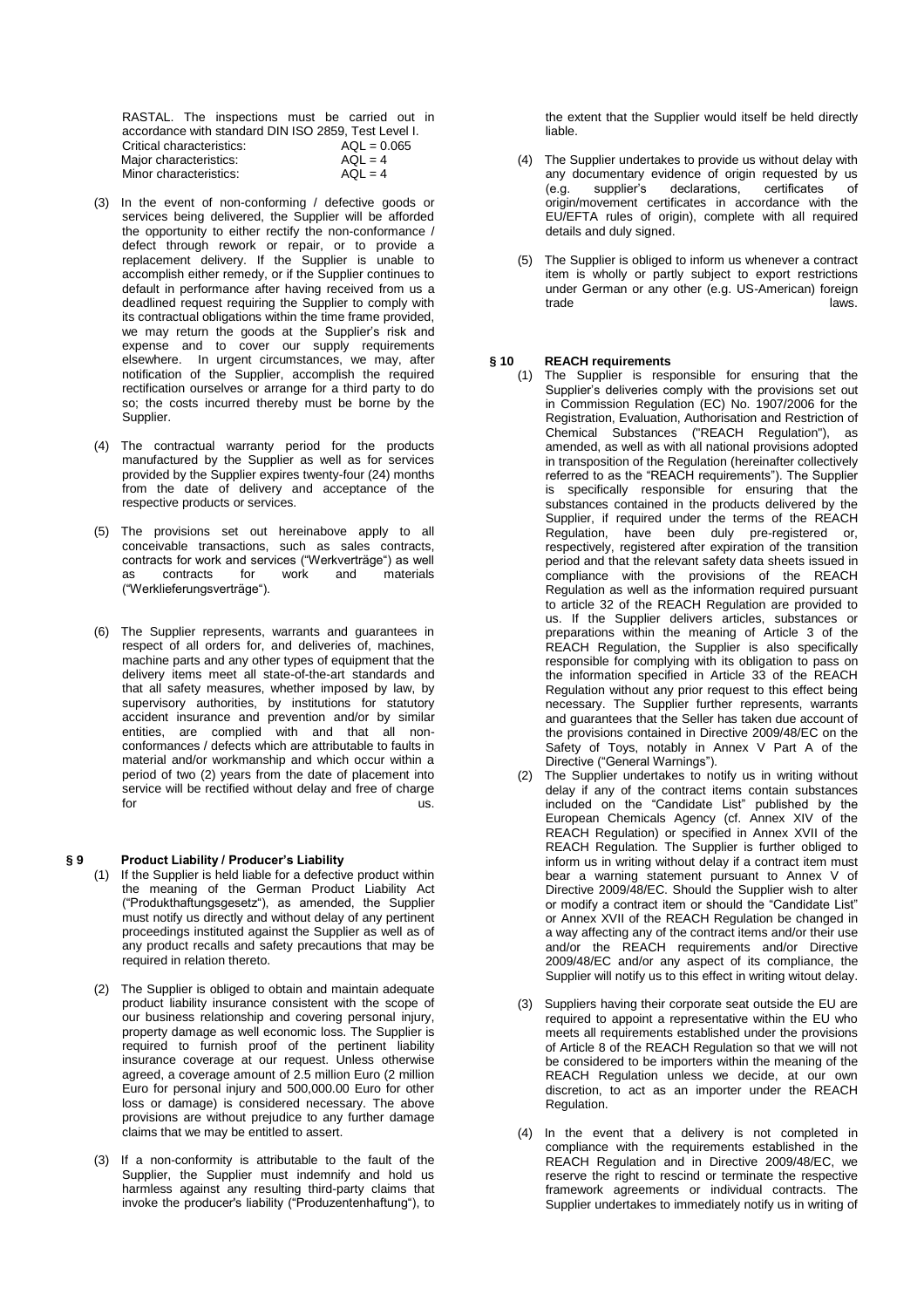RASTAL. The inspections must be carried out in accordance with standard DIN ISO 2859, Test Level I.

| | |
|---|---|
| Critical characteristics: | AQL = 0.065 |
| Major characteristics: | AQL = 4 |
| Minor characteristics: | AQL = 4 |

(3) In the event of non-conforming / defective goods or services being delivered, the Supplier will be afforded the opportunity to either rectify the non-conformance / defect through rework or repair, or to provide a replacement delivery. If the Supplier is unable to accomplish either remedy, or if the Supplier continues to default in performance after having received from us a deadlined request requiring the Supplier to comply with its contractual obligations within the time frame provided, we may return the goods at the Supplier's risk and expense and to cover our supply requirements elsewhere. In urgent circumstances, we may, after notification of the Supplier, accomplish the required rectification ourselves or arrange for a third party to do so; the costs incurred thereby must be borne by the Supplier.

(4) The contractual warranty period for the products manufactured by the Supplier as well as for services provided by the Supplier expires twenty-four (24) months from the date of delivery and acceptance of the respective products or services.

(5) The provisions set out hereinabove apply to all conceivable transactions, such as sales contracts, contracts for work and services ("Werkverträge") as well as contracts for work and materials ("Werklieferungsverträge").

(6) The Supplier represents, warrants and guarantees in respect of all orders for, and deliveries of, machines, machine parts and any other types of equipment that the delivery items meet all state-of-the-art standards and that all safety measures, whether imposed by law, by supervisory authorities, by institutions for statutory accident insurance and prevention and/or by similar entities, are complied with and that all non-conformances / defects which are attributable to faults in material and/or workmanship and which occur within a period of two (2) years from the date of placement into service will be rectified without delay and free of charge for us.

## § 9 Product Liability / Producer's Liability

(1) If the Supplier is held liable for a defective product within the meaning of the German Product Liability Act ("Produkthaftungsgesetz"), as amended, the Supplier must notify us directly and without delay of any pertinent proceedings instituted against the Supplier as well as of any product recalls and safety precautions that may be required in relation thereto.

(2) The Supplier is obliged to obtain and maintain adequate product liability insurance consistent with the scope of our business relationship and covering personal injury, property damage as well economic loss. The Supplier is required to furnish proof of the pertinent liability insurance coverage at our request. Unless otherwise agreed, a coverage amount of 2.5 million Euro (2 million Euro for personal injury and 500,000.00 Euro for other loss or damage) is considered necessary. The above provisions are without prejudice to any further damage claims that we may be entitled to assert.

(3) If a non-conformity is attributable to the fault of the Supplier, the Supplier must indemnify and hold us harmless against any resulting third-party claims that invoke the producer's liability ("Produzentenhaftung"), to the extent that the Supplier would itself be held directly liable.

(4) The Supplier undertakes to provide us without delay with any documentary evidence of origin requested by us (e.g. supplier's declarations, certificates of origin/movement certificates in accordance with the EU/EFTA rules of origin), complete with all required details and duly signed.

(5) The Supplier is obliged to inform us whenever a contract item is wholly or partly subject to export restrictions under German or any other (e.g. US-American) foreign trade laws.

## § 10 REACH requirements

(1) The Supplier is responsible for ensuring that the Supplier's deliveries comply with the provisions set out in Commission Regulation (EC) No. 1907/2006 for the Registration, Evaluation, Authorisation and Restriction of Chemical Substances ("REACH Regulation"), as amended, as well as with all national provisions adopted in transposition of the Regulation (hereinafter collectively referred to as the "REACH requirements"). The Supplier is specifically responsible for ensuring that the substances contained in the products delivered by the Supplier, if required under the terms of the REACH Regulation, have been duly pre-registered or, respectively, registered after expiration of the transition period and that the relevant safety data sheets issued in compliance with the provisions of the REACH Regulation as well as the information required pursuant to article 32 of the REACH Regulation are provided to us. If the Supplier delivers articles, substances or preparations within the meaning of Article 3 of the REACH Regulation, the Supplier is also specifically responsible for complying with its obligation to pass on the information specified in Article 33 of the REACH Regulation without any prior request to this effect being necessary. The Supplier further represents, warrants and guarantees that the Seller has taken due account of the provisions contained in Directive 2009/48/EC on the Safety of Toys, notably in Annex V Part A of the Directive ("General Warnings").

(2) The Supplier undertakes to notify us in writing without delay if any of the contract items contain substances included on the "Candidate List" published by the European Chemicals Agency (cf. Annex XIV of the REACH Regulation) or specified in Annex XVII of the REACH Regulation. The Supplier is further obliged to inform us in writing without delay if a contract item must bear a warning statement pursuant to Annex V of Directive 2009/48/EC. Should the Supplier wish to alter or modify a contract item or should the "Candidate List" or Annex XVII of the REACH Regulation be changed in a way affecting any of the contract items and/or their use and/or the REACH requirements and/or Directive 2009/48/EC and/or any aspect of its compliance, the Supplier will notify us to this effect in writing witout delay.

(3) Suppliers having their corporate seat outside the EU are required to appoint a representative within the EU who meets all requirements established under the provisions of Article 8 of the REACH Regulation so that we will not be considered to be importers within the meaning of the REACH Regulation unless we decide, at our own discretion, to act as an importer under the REACH Regulation.

(4) In the event that a delivery is not completed in compliance with the requirements established in the REACH Regulation and in Directive 2009/48/EC, we reserve the right to rescind or terminate the respective framework agreements or individual contracts. The Supplier undertakes to immediately notify us in writing of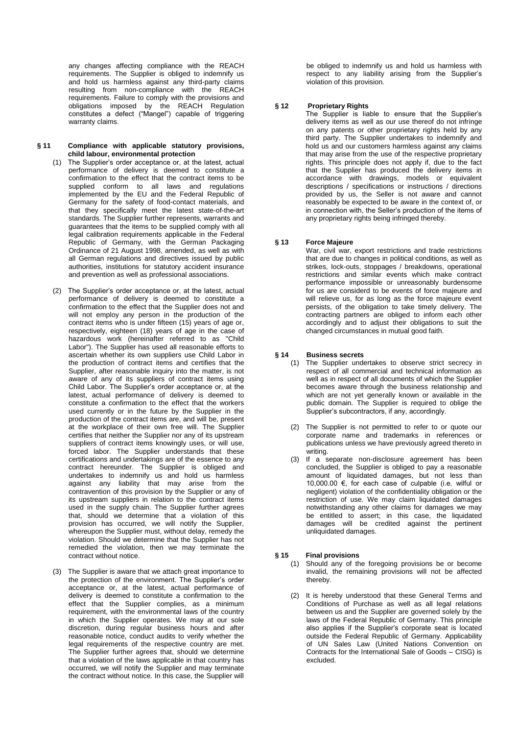any changes affecting compliance with the REACH requirements. The Supplier is obliged to indemnify us and hold us harmless against any third-party claims resulting from non-compliance with the REACH requirements. Failure to comply with the provisions and obligations imposed by the REACH Regulation constitutes a defect ("Mangel") capable of triggering warranty claims.

## § 11 Compliance with applicable statutory provisions, child labour, environmental protection

(1) The Supplier's order acceptance or, at the latest, actual performance of delivery is deemed to constitute a confirmation to the effect that the contract items to be supplied conform to all laws and regulations implemented by the EU and the Federal Republic of Germany for the safety of food-contact materials, and that they specifically meet the latest state-of-the-art standards. The Supplier further represents, warrants and guarantees that the items to be supplied comply with all legal calibration requirements applicable in the Federal Republic of Germany, with the German Packaging Ordinance of 21 August 1998, amended, as well as with all German regulations and directives issued by public authorities, institutions for statutory accident insurance and prevention as well as professional associations.

(2) The Supplier's order acceptance or, at the latest, actual performance of delivery is deemed to constitute a confirmation to the effect that the Supplier does not and will not employ any person in the production of the contract items who is under fifteen (15) years of age or, respectively, eighteen (18) years of age in the case of hazardous work (hereinafter referred to as "Child Labor"). The Supplier has used all reasonable efforts to ascertain whether its own suppliers use Child Labor in the production of contract items and certifies that the Supplier, after reasonable inquiry into the matter, is not aware of any of its suppliers of contract items using Child Labor. The Supplier's order acceptance or, at the latest, actual performance of delivery is deemed to constitute a confirmation to the effect that the workers used currently or in the future by the Supplier in the production of the contract items are, and will be, present at the workplace of their own free will. The Supplier certifies that neither the Supplier nor any of its upstream suppliers of contract items knowingly uses, or will use, forced labor. The Supplier understands that these certifications and undertakings are of the essence to any contract hereunder. The Supplier is obliged and undertakes to indemnify us and hold us harmless against any liability that may arise from the contravention of this provision by the Supplier or any of its upstream suppliers in relation to the contract items used in the supply chain. The Supplier further agrees that, should we determine that a violation of this provision has occurred, we will notify the Supplier, whereupon the Supplier must, without delay, remedy the violation. Should we determine that the Supplier has not remedied the violation, then we may terminate the contract without notice.

(3) The Supplier is aware that we attach great importance to the protection of the environment. The Supplier's order acceptance or, at the latest, actual performance of delivery is deemed to constitute a confirmation to the effect that the Supplier complies, as a minimum requirement, with the environmental laws of the country in which the Supplier operates. We may at our sole discretion, during regular business hours and after reasonable notice, conduct audits to verify whether the legal requirements of the respective country are met. The Supplier further agrees that, should we determine that a violation of the laws applicable in that country has occurred, we will notify the Supplier and may terminate the contract without notice. In this case, the Supplier will be obliged to indemnify us and hold us harmless with respect to any liability arising from the Supplier's violation of this provision.

## § 12 Proprietary Rights

The Supplier is liable to ensure that the Supplier's delivery items as well as our use thereof do not infringe on any patents or other proprietary rights held by any third party. The Supplier undertakes to indemnify and hold us and our customers harmless against any claims that may arise from the use of the respective proprietary rights. This principle does not apply if, due to the fact that the Supplier has produced the delivery items in accordance with drawings, models or equivalent descriptions / specifications or instructions / directions provided by us, the Seller is not aware and cannot reasonably be expected to be aware in the context of, or in connection with, the Seller's production of the items of any proprietary rights being infringed thereby.

## § 13 Force Majeure

War, civil war, export restrictions and trade restrictions that are due to changes in political conditions, as well as strikes, lock-outs, stoppages / breakdowns, operational restrictions and similar events which make contract performance impossible or unreasonably burdensome for us are considerd to be events of force majeure and will relieve us, for as long as the force majeure event persists, of the obligation to take timely delivery. The contracting partners are obliged to inform each other accordingly and to adjust their obligations to suit the changed circumstances in mutual good faith.

## § 14 Business secrets

(1) The Supplier undertakes to observe strict secrecy in respect of all commercial and technical information as well as in respect of all documents of which the Supplier becomes aware through the business relationship and which are not yet generally known or available in the public domain. The Supplier is required to oblige the Supplier's subcontractors, if any, accordingly.

(2) The Supplier is not permitted to refer to or quote our corporate name and trademarks in references or publications unless we have previously agreed thereto in writing.

(3) If a separate non-disclosure agreement has been concluded, the Supplier is obliged to pay a reasonable amount of liquidated damages, but not less than 10,000.00 €, for each case of culpable (i.e. wilful or negligent) violation of the confidentiality obligation or the restriction of use. We may claim liquidated damages notwithstanding any other claims for damages we may be entitled to assert; in this case, the liquidated damages will be credited against the pertinent unliquidated damages.

## § 15 Final provisions

(1) Should any of the foregoing provisions be or become invalid, the remaining provisions will not be affected thereby.

(2) It is hereby understood that these General Terms and Conditions of Purchase as well as all legal relations between us and the Supplier are governed solely by the laws of the Federal Republic of Germany. This principle also applies if the Supplier's corporate seat is located outside the Federal Republic of Germany. Applicability of UN Sales Law (United Nations Convention on Contracts for the International Sale of Goods – CISG) is excluded.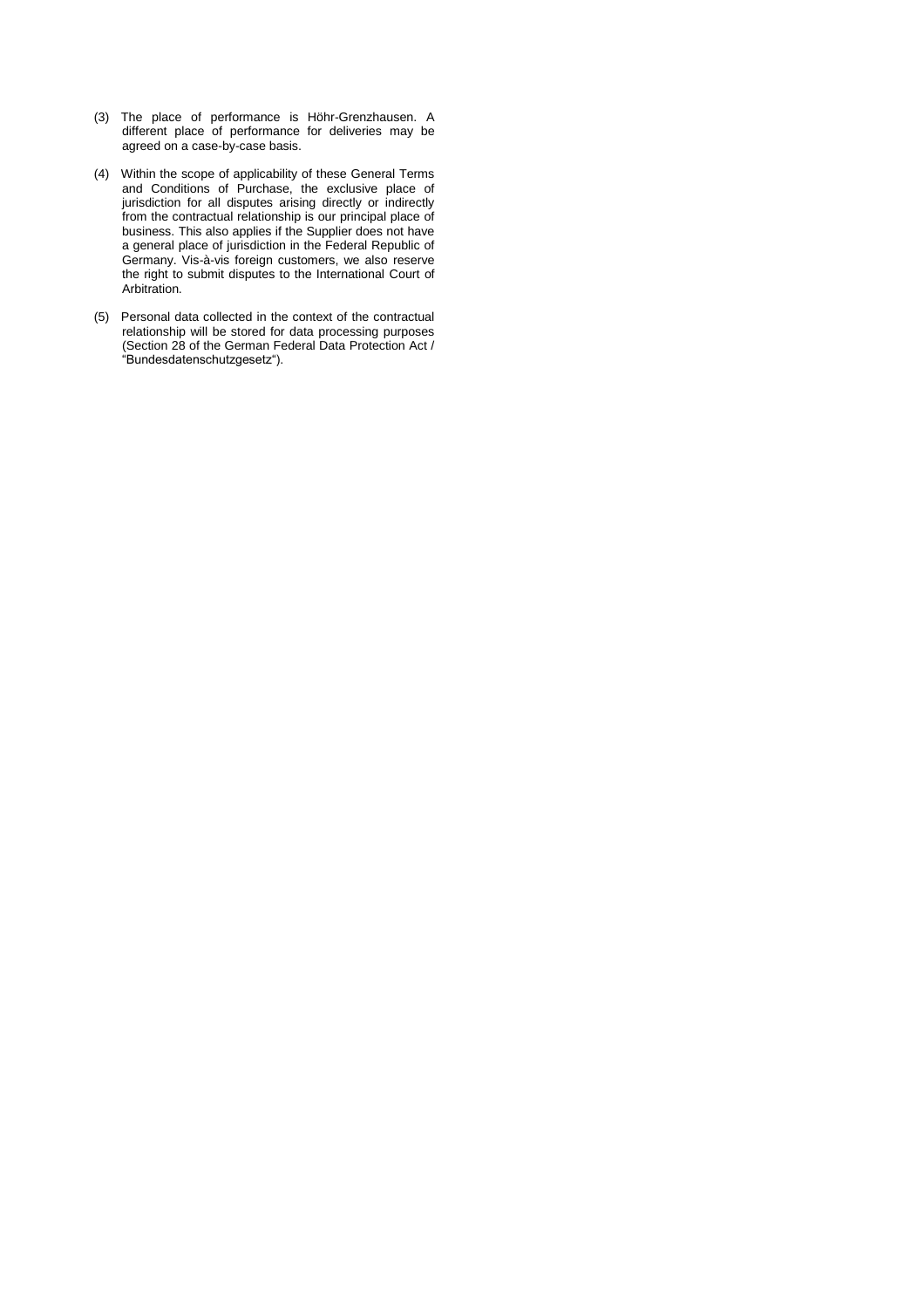(3) The place of performance is Höhr-Grenzhausen. A different place of performance for deliveries may be agreed on a case-by-case basis.

(4) Within the scope of applicability of these General Terms and Conditions of Purchase, the exclusive place of jurisdiction for all disputes arising directly or indirectly from the contractual relationship is our principal place of business. This also applies if the Supplier does not have a general place of jurisdiction in the Federal Republic of Germany. Vis-à-vis foreign customers, we also reserve the right to submit disputes to the International Court of Arbitration.

(5) Personal data collected in the context of the contractual relationship will be stored for data processing purposes (Section 28 of the German Federal Data Protection Act / "Bundesdatenschutzgesetz").